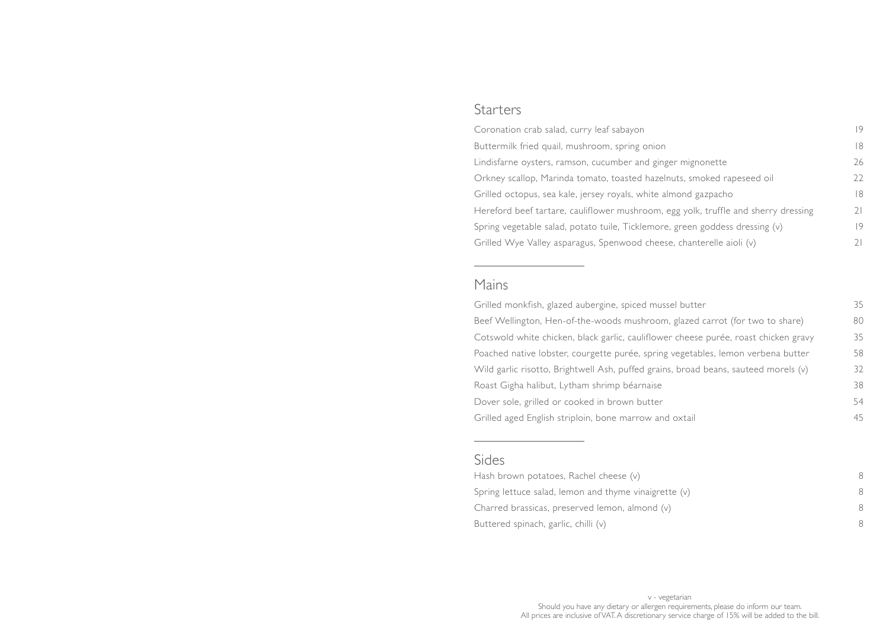## Starters

| | |
|---|---|
| Coronation crab salad, curry leaf sabayon | 19 |
| Buttermilk fried quail, mushroom, spring onion | 18 |
| Lindisfarne oysters, ramson, cucumber and ginger mignonette | 26 |
| Orkney scallop, Marinda tomato, toasted hazelnuts, smoked rapeseed oil | 22 |
| Grilled octopus, sea kale, jersey royals, white almond gazpacho | 18 |
| Hereford beef tartare, cauliflower mushroom, egg yolk, truffle and sherry dressing | 21 |
| Spring vegetable salad, potato tuile, Ticklemore, green goddess dressing (v) | 19 |
| Grilled Wye Valley asparagus, Spenwood cheese, chanterelle aioli (v) | 21 |

## Mains

| | |
|---|---|
| Grilled monkfish, glazed aubergine, spiced mussel butter | 35 |
| Beef Wellington, Hen-of-the-woods mushroom, glazed carrot (for two to share) | 80 |
| Cotswold white chicken, black garlic, cauliflower cheese purée, roast chicken gravy | 35 |
| Poached native lobster, courgette purée, spring vegetables, lemon verbena butter | 58 |
| Wild garlic risotto, Brightwell Ash, puffed grains, broad beans, sauteed morels (v) | 32 |
| Roast Gigha halibut, Lytham shrimp béarnaise | 38 |
| Dover sole, grilled or cooked in brown butter | 54 |
| Grilled aged English striploin, bone marrow and oxtail | 45 |

## Sides

| | |
|---|---|
| Hash brown potatoes, Rachel cheese (v) | 8 |
| Spring lettuce salad, lemon and thyme vinaigrette (v) | 8 |
| Charred brassicas, preserved lemon, almond (v) | 8 |
| Buttered spinach, garlic, chilli (v) | 8 |

v - vegetarian

Should you have any dietary or allergen requirements, please do inform our team.

All prices are inclusive of VAT. A discretionary service charge of 15% will be added to the bill.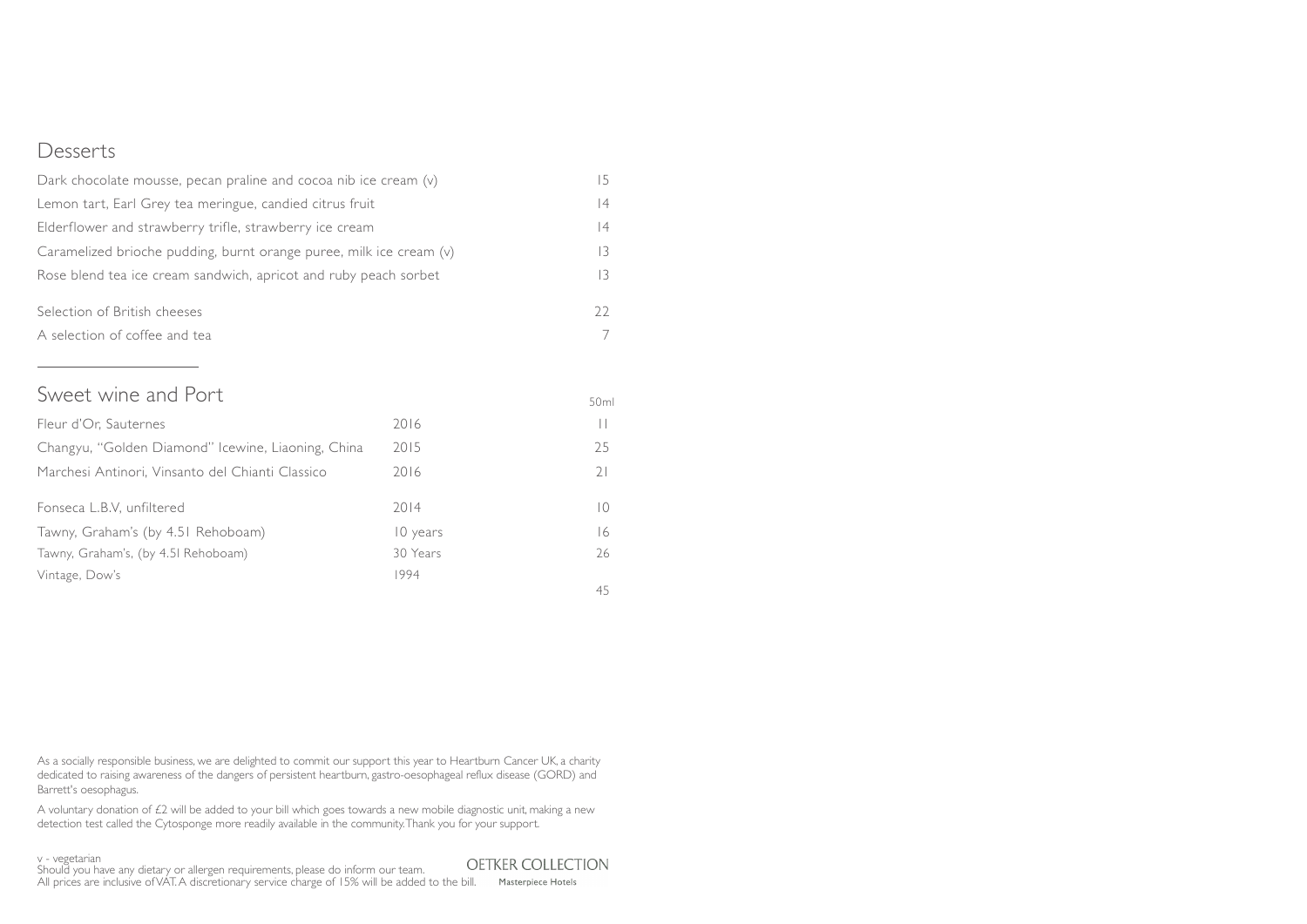## Desserts

| | |
|---|---|
| Dark chocolate mousse, pecan praline and cocoa nib ice cream (v) | 15 |
| Lemon tart, Earl Grey tea meringue, candied citrus fruit | 14 |
| Elderflower and strawberry trifle, strawberry ice cream | 14 |
| Caramelized brioche pudding, burnt orange puree, milk ice cream (v) | 13 |
| Rose blend tea ice cream sandwich, apricot and ruby peach sorbet | 13 |
| Selection of British cheeses | 22 |
| A selection of coffee and tea | 7 |

---

## Sweet wine and Port

| | | 50ml |
|---|---|---|
| Fleur d'Or, Sauternes | 2016 | 11 |
| Changyu, "Golden Diamond" Icewine, Liaoning, China | 2015 | 25 |
| Marchesi Antinori, Vinsanto del Chianti Classico | 2016 | 21 |
| Fonseca L.B.V, unfiltered | 2014 | 10 |
| Tawny, Graham's (by 4.5l Rehoboam) | 10 years | 16 |
| Tawny, Graham's, (by 4.5l Rehoboam) | 30 Years | 26 |
| Vintage, Dow's | 1994 | 45 |

As a socially responsible business, we are delighted to commit our support this year to Heartburn Cancer UK, a charity dedicated to raising awareness of the dangers of persistent heartburn, gastro-oesophageal reflux disease (GORD) and Barrett's oesophagus.

A voluntary donation of £2 will be added to your bill which goes towards a new mobile diagnostic unit, making a new detection test called the Cytosponge more readily available in the community. Thank you for your support.

v - vegetarian
Should you have any dietary or allergen requirements, please do inform our team.
All prices are inclusive of VAT. A discretionary service charge of 15% will be added to the bill.

OETKER COLLECTION
Masterpiece Hotels